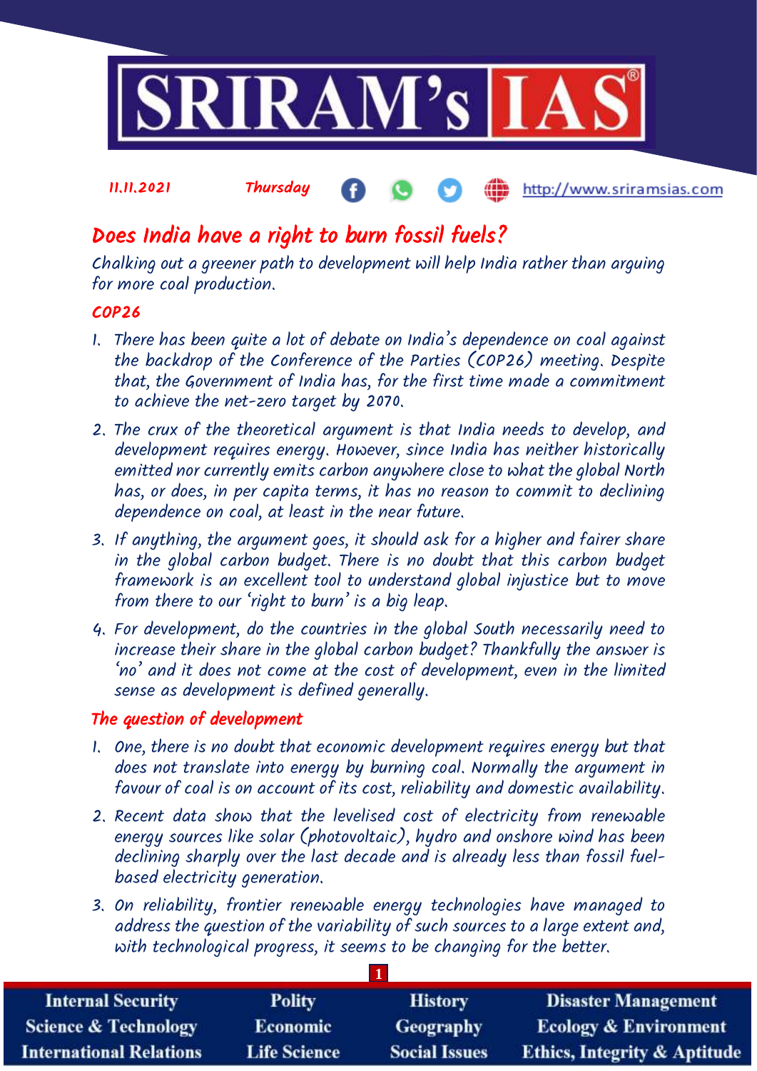11.11.2021 Thursday http://www.sriramsias.com

# Does India have a right to burn fossil fuels?

Chalking out a greener path to development will help India rather than arguing for more coal production.

## COP26

1. There has been quite a lot of debate on India's dependence on coal against the backdrop of the Conference of the Parties (COP26) meeting. Despite that, the Government of India has, for the first time made a commitment to achieve the net-zero target by 2070.
2. The crux of the theoretical argument is that India needs to develop, and development requires energy. However, since India has neither historically emitted nor currently emits carbon anywhere close to what the global North has, or does, in per capita terms, it has no reason to commit to declining dependence on coal, at least in the near future.
3. If anything, the argument goes, it should ask for a higher and fairer share in the global carbon budget. There is no doubt that this carbon budget framework is an excellent tool to understand global injustice but to move from there to our 'right to burn' is a big leap.
4. For development, do the countries in the global South necessarily need to increase their share in the global carbon budget? Thankfully the answer is 'no' and it does not come at the cost of development, even in the limited sense as development is defined generally.

## The question of development

1. One, there is no doubt that economic development requires energy but that does not translate into energy by burning coal. Normally the argument in favour of coal is on account of its cost, reliability and domestic availability.
2. Recent data show that the levelised cost of electricity from renewable energy sources like solar (photovoltaic), hydro and onshore wind has been declining sharply over the last decade and is already less than fossil fuel-based electricity generation.
3. On reliability, frontier renewable energy technologies have managed to address the question of the variability of such sources to a large extent and, with technological progress, it seems to be changing for the better.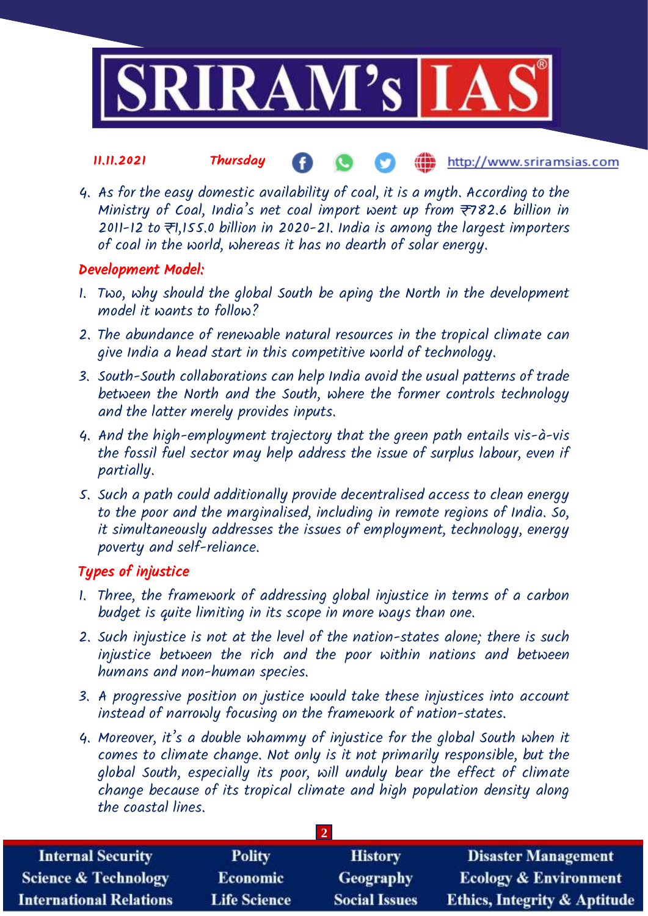4. As for the easy domestic availability of coal, it is a myth. According to the Ministry of Coal, India's net coal import went up from ₹782.6 billion in 2011-12 to ₹1,155.0 billion in 2020-21. India is among the largest importers of coal in the world, whereas it has no dearth of solar energy.

## Development Model:

1. Two, why should the global South be aping the North in the development model it wants to follow?
2. The abundance of renewable natural resources in the tropical climate can give India a head start in this competitive world of technology.
3. South-South collaborations can help India avoid the usual patterns of trade between the North and the South, where the former controls technology and the latter merely provides inputs.
4. And the high-employment trajectory that the green path entails vis-à-vis the fossil fuel sector may help address the issue of surplus labour, even if partially.
5. Such a path could additionally provide decentralised access to clean energy to the poor and the marginalised, including in remote regions of India. So, it simultaneously addresses the issues of employment, technology, energy poverty and self-reliance.

## Types of injustice

1. Three, the framework of addressing global injustice in terms of a carbon budget is quite limiting in its scope in more ways than one.
2. Such injustice is not at the level of the nation-states alone; there is such injustice between the rich and the poor within nations and between humans and non-human species.
3. A progressive position on justice would take these injustices into account instead of narrowly focusing on the framework of nation-states.
4. Moreover, it's a double whammy of injustice for the global South when it comes to climate change. Not only is it not primarily responsible, but the global South, especially its poor, will unduly bear the effect of climate change because of its tropical climate and high population density along the coastal lines.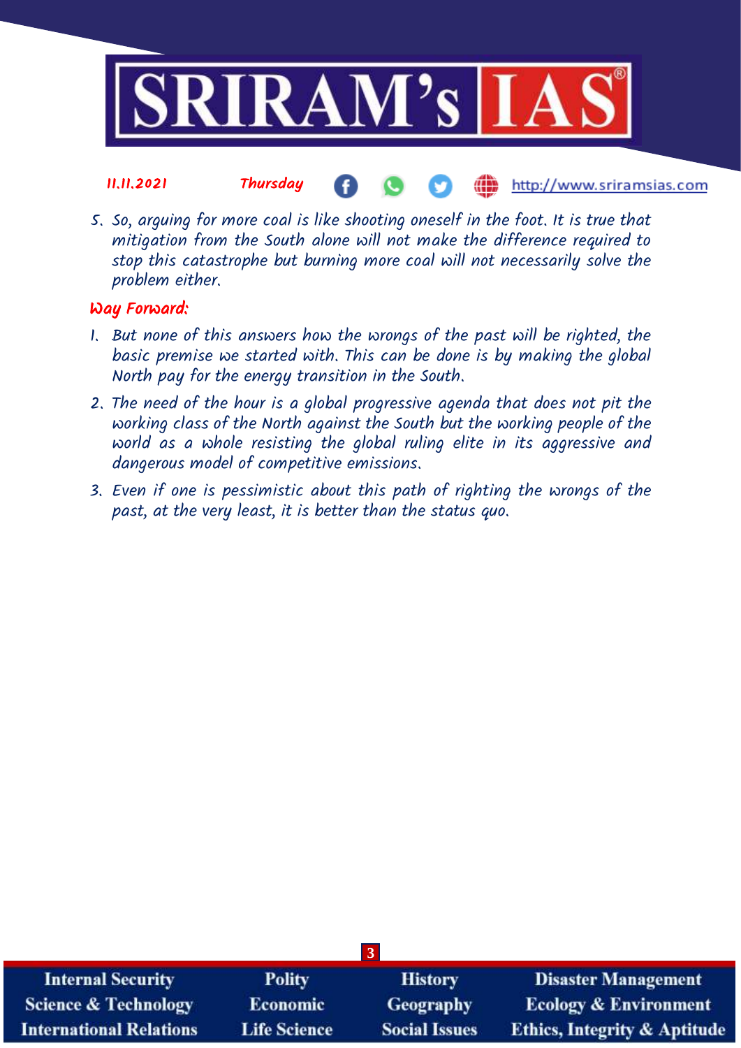5. So, arguing for more coal is like shooting oneself in the foot. It is true that mitigation from the South alone will not make the difference required to stop this catastrophe but burning more coal will not necessarily solve the problem either.

## Way Forward:

1. But none of this answers how the wrongs of the past will be righted, the basic premise we started with. This can be done is by making the global North pay for the energy transition in the South.
2. The need of the hour is a global progressive agenda that does not pit the working class of the North against the South but the working people of the world as a whole resisting the global ruling elite in its aggressive and dangerous model of competitive emissions.
3. Even if one is pessimistic about this path of righting the wrongs of the past, at the very least, it is better than the status quo.